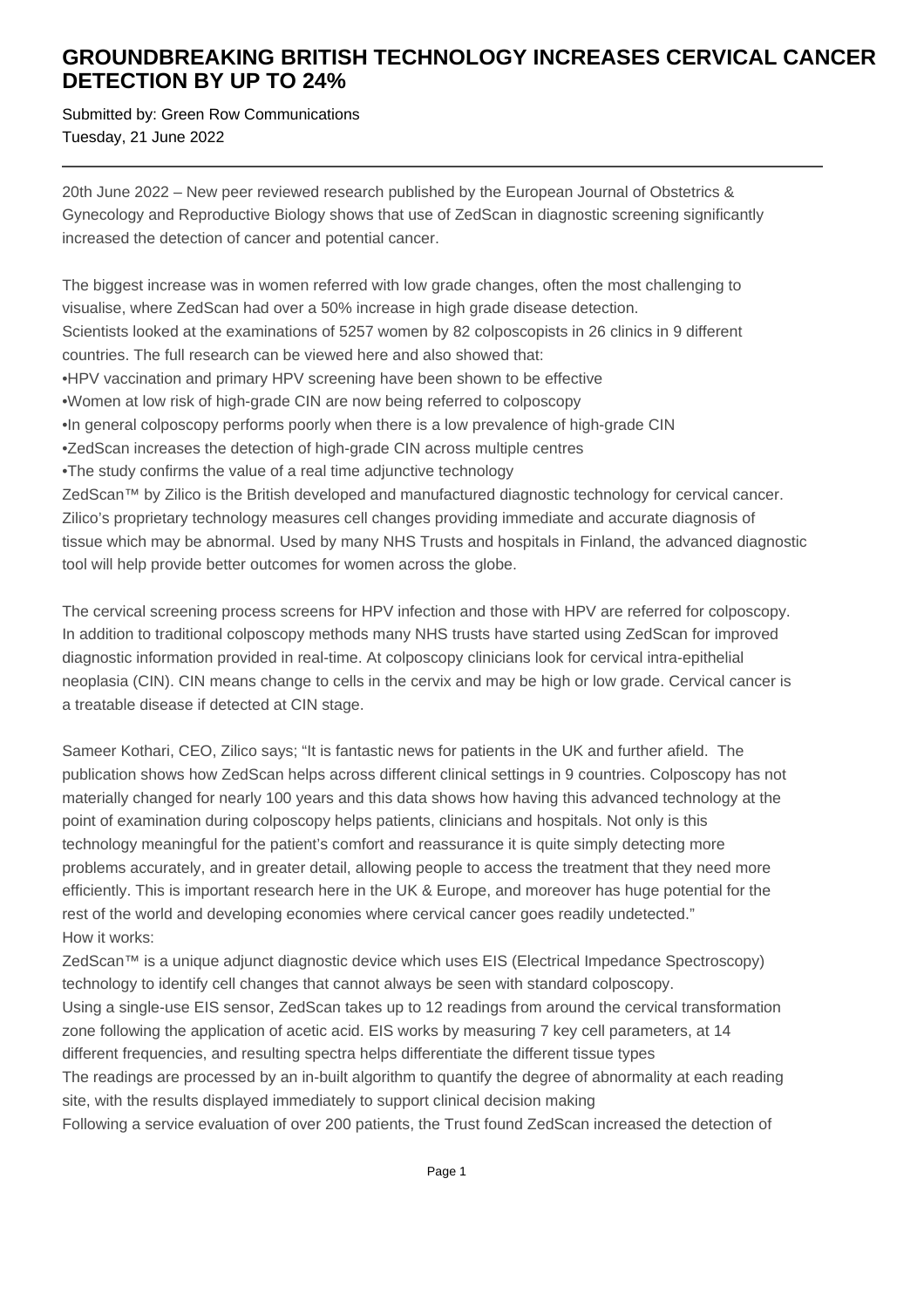# GROUNDBREAKING BRITISH TECHNOLOGY INCREASES CERVICAL CANCER DETECTION BY UP TO 24%

Submitted by: Green Row Communications
Tuesday, 21 June 2022

---

20th June 2022 – New peer reviewed research published by the European Journal of Obstetrics & Gynecology and Reproductive Biology shows that use of ZedScan in diagnostic screening significantly increased the detection of cancer and potential cancer.

The biggest increase was in women referred with low grade changes, often the most challenging to visualise, where ZedScan had over a 50% increase in high grade disease detection.
Scientists looked at the examinations of 5257 women by 82 colposcopists in 26 clinics in 9 different countries. The full research can be viewed here and also showed that:

- HPV vaccination and primary HPV screening have been shown to be effective
- Women at low risk of high-grade CIN are now being referred to colposcopy
- In general colposcopy performs poorly when there is a low prevalence of high-grade CIN
- ZedScan increases the detection of high-grade CIN across multiple centres
- The study confirms the value of a real time adjunctive technology

ZedScan™ by Zilico is the British developed and manufactured diagnostic technology for cervical cancer. Zilico's proprietary technology measures cell changes providing immediate and accurate diagnosis of tissue which may be abnormal. Used by many NHS Trusts and hospitals in Finland, the advanced diagnostic tool will help provide better outcomes for women across the globe.

The cervical screening process screens for HPV infection and those with HPV are referred for colposcopy. In addition to traditional colposcopy methods many NHS trusts have started using ZedScan for improved diagnostic information provided in real-time. At colposcopy clinicians look for cervical intra-epithelial neoplasia (CIN). CIN means change to cells in the cervix and may be high or low grade. Cervical cancer is a treatable disease if detected at CIN stage.

Sameer Kothari, CEO, Zilico says; "It is fantastic news for patients in the UK and further afield. The publication shows how ZedScan helps across different clinical settings in 9 countries. Colposcopy has not materially changed for nearly 100 years and this data shows how having this advanced technology at the point of examination during colposcopy helps patients, clinicians and hospitals. Not only is this technology meaningful for the patient's comfort and reassurance it is quite simply detecting more problems accurately, and in greater detail, allowing people to access the treatment that they need more efficiently. This is important research here in the UK & Europe, and moreover has huge potential for the rest of the world and developing economies where cervical cancer goes readily undetected."
How it works:
ZedScan™ is a unique adjunct diagnostic device which uses EIS (Electrical Impedance Spectroscopy) technology to identify cell changes that cannot always be seen with standard colposcopy.
Using a single-use EIS sensor, ZedScan takes up to 12 readings from around the cervical transformation zone following the application of acetic acid. EIS works by measuring 7 key cell parameters, at 14 different frequencies, and resulting spectra helps differentiate the different tissue types
The readings are processed by an in-built algorithm to quantify the degree of abnormality at each reading site, with the results displayed immediately to support clinical decision making
Following a service evaluation of over 200 patients, the Trust found ZedScan increased the detection of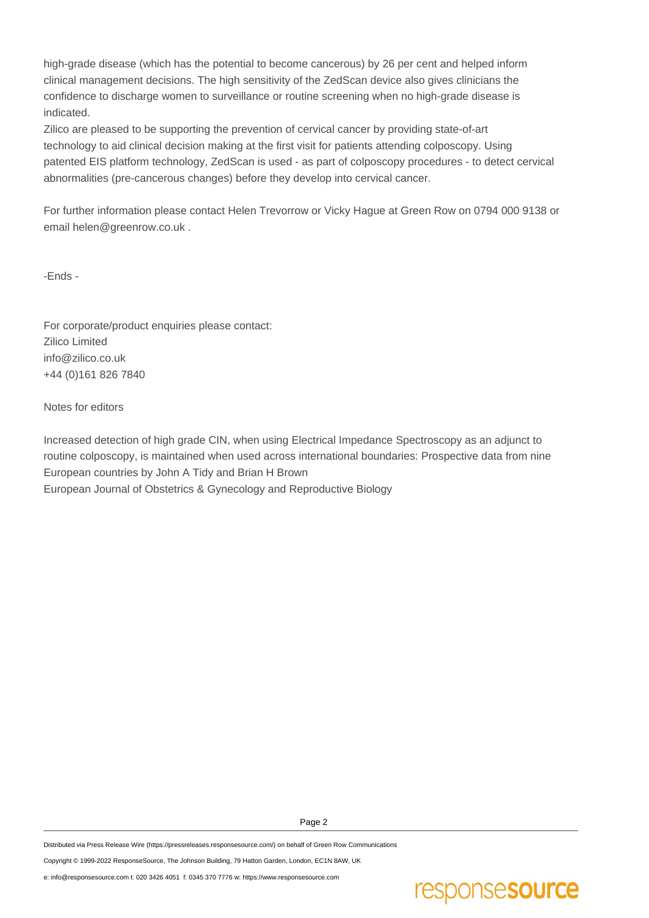high-grade disease (which has the potential to become cancerous) by 26 per cent and helped inform clinical management decisions. The high sensitivity of the ZedScan device also gives clinicians the confidence to discharge women to surveillance or routine screening when no high-grade disease is indicated.

Zilico are pleased to be supporting the prevention of cervical cancer by providing state-of-art technology to aid clinical decision making at the first visit for patients attending colposcopy. Using patented EIS platform technology, ZedScan is used - as part of colposcopy procedures - to detect cervical abnormalities (pre-cancerous changes) before they develop into cervical cancer.

For further information please contact Helen Trevorrow or Vicky Hague at Green Row on 0794 000 9138 or email helen@greenrow.co.uk .

-Ends -

For corporate/product enquiries please contact:
Zilico Limited
info@zilico.co.uk
+44 (0)161 826 7840

Notes for editors

Increased detection of high grade CIN, when using Electrical Impedance Spectroscopy as an adjunct to routine colposcopy, is maintained when used across international boundaries: Prospective data from nine European countries by John A Tidy and Brian H Brown
European Journal of Obstetrics & Gynecology and Reproductive Biology